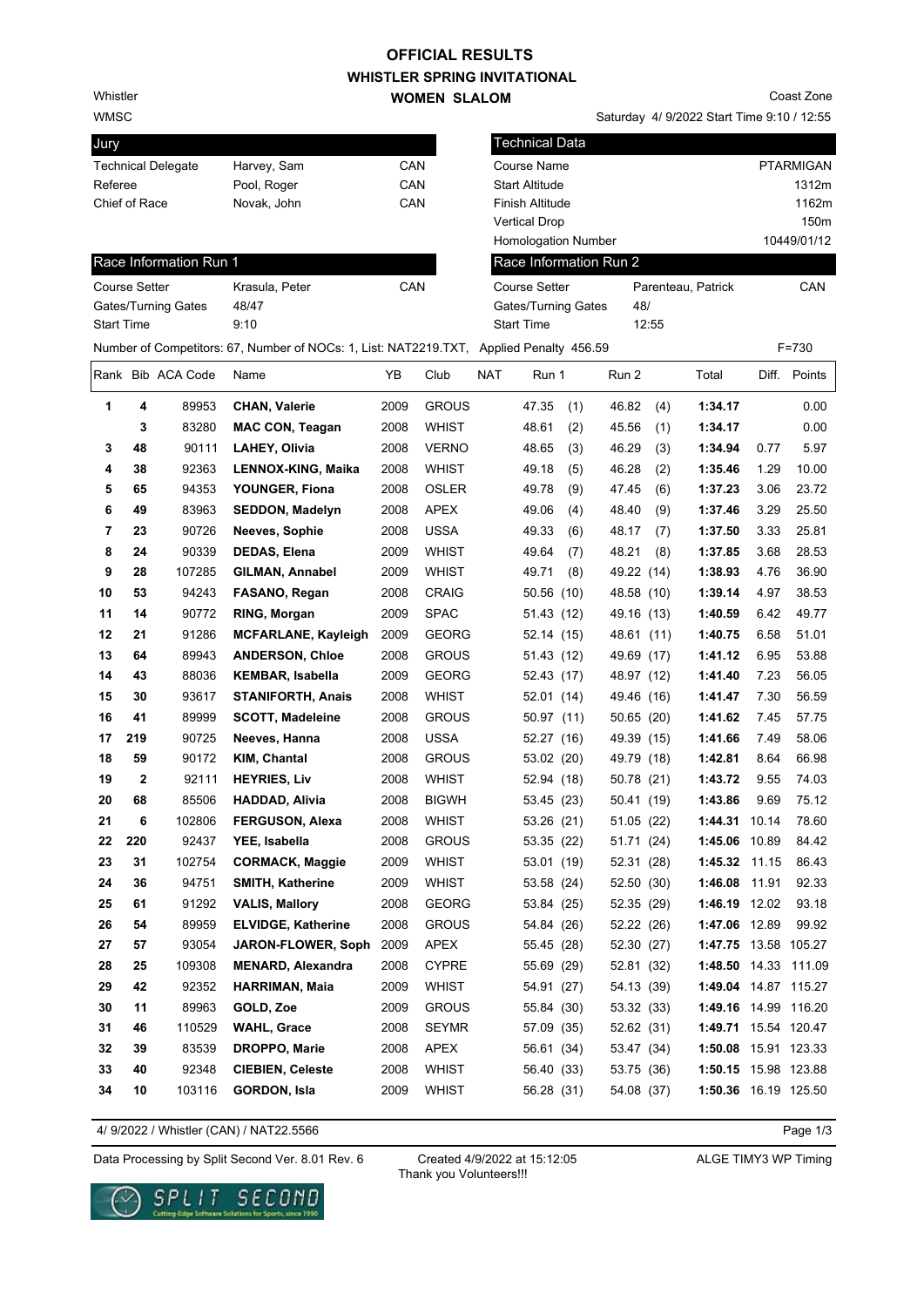# OFFICIAL RESULTS

## WHISTLER SPRING INVITATIONAL

### WOMEN SLALOM

Whistler
WMSC

Coast Zone
Saturday 4/ 9/2022 Start Time 9:10 / 12:55

| Jury | | |
|---|---|---|
| Technical Delegate | Harvey, Sam | CAN |
| Referee | Pool, Roger | CAN |
| Chief of Race | Novak, John | CAN |

| Technical Data | |
|---|---|
| Course Name | PTARMIGAN |
| Start Altitude | 1312m |
| Finish Altitude | 1162m |
| Vertical Drop | 150m |
| Homologation Number | 10449/01/12 |

| Race Information Run 1 | | |
|---|---|---|
| Course Setter | Krasula, Peter | CAN |
| Gates/Turning Gates | 48/47 | |
| Start Time | 9:10 | |

| Race Information Run 2 | | |
|---|---|---|
| Course Setter | Parenteau, Patrick | CAN |
| Gates/Turning Gates | 48/ | |
| Start Time | 12:55 | |

Number of Competitors: 67, Number of NOCs: 1, List: NAT2219.TXT, Applied Penalty 456.59 F=730

| Rank | Bib | ACA Code | Name | YB | Club | NAT | Run 1 | Run 2 | Total | Diff. | Points |
|---|---|---|---|---|---|---|---|---|---|---|---|
| 1 | 4 | 89953 | **CHAN, Valerie** | 2009 | GROUS | | 47.35 (1) | 46.82 (4) | **1:34.17** | | 0.00 |
| | 3 | 83280 | **MAC CON, Teagan** | 2008 | WHIST | | 48.61 (2) | 45.56 (1) | **1:34.17** | | 0.00 |
| 3 | 48 | 90111 | **LAHEY, Olivia** | 2008 | VERNO | | 48.65 (3) | 46.29 (3) | **1:34.94** | 0.77 | 5.97 |
| 4 | 38 | 92363 | **LENNOX-KING, Maika** | 2008 | WHIST | | 49.18 (5) | 46.28 (2) | **1:35.46** | 1.29 | 10.00 |
| 5 | 65 | 94353 | **YOUNGER, Fiona** | 2008 | OSLER | | 49.78 (9) | 47.45 (6) | **1:37.23** | 3.06 | 23.72 |
| 6 | 49 | 83963 | **SEDDON, Madelyn** | 2008 | APEX | | 49.06 (4) | 48.40 (9) | **1:37.46** | 3.29 | 25.50 |
| 7 | 23 | 90726 | **Neeves, Sophie** | 2008 | USSA | | 49.33 (6) | 48.17 (7) | **1:37.50** | 3.33 | 25.81 |
| 8 | 24 | 90339 | **DEDAS, Elena** | 2009 | WHIST | | 49.64 (7) | 48.21 (8) | **1:37.85** | 3.68 | 28.53 |
| 9 | 28 | 107285 | **GILMAN, Annabel** | 2009 | WHIST | | 49.71 (8) | 49.22 (14) | **1:38.93** | 4.76 | 36.90 |
| 10 | 53 | 94243 | **FASANO, Regan** | 2008 | CRAIG | | 50.56 (10) | 48.58 (10) | **1:39.14** | 4.97 | 38.53 |
| 11 | 14 | 90772 | **RING, Morgan** | 2009 | SPAC | | 51.43 (12) | 49.16 (13) | **1:40.59** | 6.42 | 49.77 |
| 12 | 21 | 91286 | **MCFARLANE, Kayleigh** | 2009 | GEORG | | 52.14 (15) | 48.61 (11) | **1:40.75** | 6.58 | 51.01 |
| 13 | 64 | 89943 | **ANDERSON, Chloe** | 2008 | GROUS | | 51.43 (12) | 49.69 (17) | **1:41.12** | 6.95 | 53.88 |
| 14 | 43 | 88036 | **KEMBAR, Isabella** | 2009 | GEORG | | 52.43 (17) | 48.97 (12) | **1:41.40** | 7.23 | 56.05 |
| 15 | 30 | 93617 | **STANIFORTH, Anais** | 2008 | WHIST | | 52.01 (14) | 49.46 (16) | **1:41.47** | 7.30 | 56.59 |
| 16 | 41 | 89999 | **SCOTT, Madeleine** | 2008 | GROUS | | 50.97 (11) | 50.65 (20) | **1:41.62** | 7.45 | 57.75 |
| 17 | 219 | 90725 | **Neeves, Hanna** | 2008 | USSA | | 52.27 (16) | 49.39 (15) | **1:41.66** | 7.49 | 58.06 |
| 18 | 59 | 90172 | **KIM, Chantal** | 2008 | GROUS | | 53.02 (20) | 49.79 (18) | **1:42.81** | 8.64 | 66.98 |
| 19 | 2 | 92111 | **HEYRIES, Liv** | 2008 | WHIST | | 52.94 (18) | 50.78 (21) | **1:43.72** | 9.55 | 74.03 |
| 20 | 68 | 85506 | **HADDAD, Alivia** | 2008 | BIGWH | | 53.45 (23) | 50.41 (19) | **1:43.86** | 9.69 | 75.12 |
| 21 | 6 | 102806 | **FERGUSON, Alexa** | 2008 | WHIST | | 53.26 (21) | 51.05 (22) | **1:44.31** | 10.14 | 78.60 |
| 22 | 220 | 92437 | **YEE, Isabella** | 2008 | GROUS | | 53.35 (22) | 51.71 (24) | **1:45.06** | 10.89 | 84.42 |
| 23 | 31 | 102754 | **CORMACK, Maggie** | 2009 | WHIST | | 53.01 (19) | 52.31 (28) | **1:45.32** | 11.15 | 86.43 |
| 24 | 36 | 94751 | **SMITH, Katherine** | 2009 | WHIST | | 53.58 (24) | 52.50 (30) | **1:46.08** | 11.91 | 92.33 |
| 25 | 61 | 91292 | **VALIS, Mallory** | 2008 | GEORG | | 53.84 (25) | 52.35 (29) | **1:46.19** | 12.02 | 93.18 |
| 26 | 54 | 89959 | **ELVIDGE, Katherine** | 2008 | GROUS | | 54.84 (26) | 52.22 (26) | **1:47.06** | 12.89 | 99.92 |
| 27 | 57 | 93054 | **JARON-FLOWER, Soph** | 2009 | APEX | | 55.45 (28) | 52.30 (27) | **1:47.75** | 13.58 | 105.27 |
| 28 | 25 | 109308 | **MENARD, Alexandra** | 2008 | CYPRE | | 55.69 (29) | 52.81 (32) | **1:48.50** | 14.33 | 111.09 |
| 29 | 42 | 92352 | **HARRIMAN, Maia** | 2009 | WHIST | | 54.91 (27) | 54.13 (39) | **1:49.04** | 14.87 | 115.27 |
| 30 | 11 | 89963 | **GOLD, Zoe** | 2009 | GROUS | | 55.84 (30) | 53.32 (33) | **1:49.16** | 14.99 | 116.20 |
| 31 | 46 | 110529 | **WAHL, Grace** | 2008 | SEYMR | | 57.09 (35) | 52.62 (31) | **1:49.71** | 15.54 | 120.47 |
| 32 | 39 | 83539 | **DROPPO, Marie** | 2008 | APEX | | 56.61 (34) | 53.47 (34) | **1:50.08** | 15.91 | 123.33 |
| 33 | 40 | 92348 | **CIEBIEN, Celeste** | 2008 | WHIST | | 56.40 (33) | 53.75 (36) | **1:50.15** | 15.98 | 123.88 |
| 34 | 10 | 103116 | **GORDON, Isla** | 2009 | WHIST | | 56.28 (31) | 54.08 (37) | **1:50.36** | 16.19 | 125.50 |

4/ 9/2022 / Whistler (CAN) / NAT22.5566

Data Processing by Split Second Ver. 8.01 Rev. 6 Created 4/9/2022 at 15:12:05 ALGE TIMY3 WP Timing

Thank you Volunteers!!!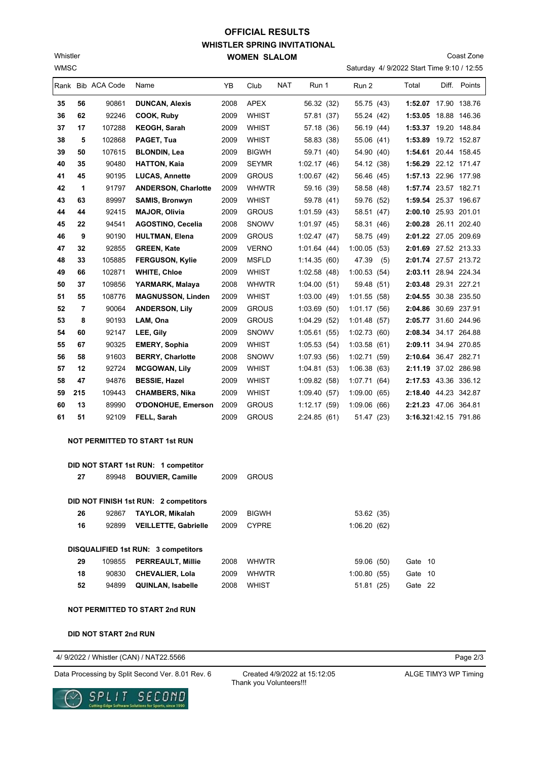# OFFICIAL RESULTS
## WHISTLER SPRING INVITATIONAL
### WOMEN SLALOM

Whistler
WMSC

Coast Zone
Saturday 4/ 9/2022 Start Time 9:10 / 12:55

| Rank | Bib | ACA Code | Name | YB | Club | NAT | Run 1 | Run 2 | Total | Diff. | Points |
|---|---|---|---|---|---|---|---|---|---|---|---|
| **35** | **56** | 90861 | **DUNCAN, Alexis** | 2008 | APEX | | 56.32 (32) | 55.75 (43) | **1:52.07** | 17.90 | 138.76 |
| **36** | **62** | 92246 | **COOK, Ruby** | 2009 | WHIST | | 57.81 (37) | 55.24 (42) | **1:53.05** | 18.88 | 146.36 |
| **37** | **17** | 107288 | **KEOGH, Sarah** | 2009 | WHIST | | 57.18 (36) | 56.19 (44) | **1:53.37** | 19.20 | 148.84 |
| **38** | **5** | 102868 | **PAGET, Tua** | 2009 | WHIST | | 58.83 (38) | 55.06 (41) | **1:53.89** | 19.72 | 152.87 |
| **39** | **50** | 107615 | **BLONDIN, Lea** | 2009 | BIGWH | | 59.71 (40) | 54.90 (40) | **1:54.61** | 20.44 | 158.45 |
| **40** | **35** | 90480 | **HATTON, Kaia** | 2009 | SEYMR | | 1:02.17 (46) | 54.12 (38) | **1:56.29** | 22.12 | 171.47 |
| **41** | **45** | 90195 | **LUCAS, Annette** | 2009 | GROUS | | 1:00.67 (42) | 56.46 (45) | **1:57.13** | 22.96 | 177.98 |
| **42** | **1** | 91797 | **ANDERSON, Charlotte** | 2009 | WHWTR | | 59.16 (39) | 58.58 (48) | **1:57.74** | 23.57 | 182.71 |
| **43** | **63** | 89997 | **SAMIS, Bronwyn** | 2009 | WHIST | | 59.78 (41) | 59.76 (52) | **1:59.54** | 25.37 | 196.67 |
| **44** | **44** | 92415 | **MAJOR, Olivia** | 2009 | GROUS | | 1:01.59 (43) | 58.51 (47) | **2:00.10** | 25.93 | 201.01 |
| **45** | **22** | 94541 | **AGOSTINO, Cecelia** | 2008 | SNOWV | | 1:01.97 (45) | 58.31 (46) | **2:00.28** | 26.11 | 202.40 |
| **46** | **9** | 90190 | **HULTMAN, Elena** | 2009 | GROUS | | 1:02.47 (47) | 58.75 (49) | **2:01.22** | 27.05 | 209.69 |
| **47** | **32** | 92855 | **GREEN, Kate** | 2009 | VERNO | | 1:01.64 (44) | 1:00.05 (53) | **2:01.69** | 27.52 | 213.33 |
| **48** | **33** | 105885 | **FERGUSON, Kylie** | 2009 | MSFLD | | 1:14.35 (60) | 47.39 (5) | **2:01.74** | 27.57 | 213.72 |
| **49** | **66** | 102871 | **WHITE, Chloe** | 2009 | WHIST | | 1:02.58 (48) | 1:00.53 (54) | **2:03.11** | 28.94 | 224.34 |
| **50** | **37** | 109856 | **YARMARK, Malaya** | 2008 | WHWTR | | 1:04.00 (51) | 59.48 (51) | **2:03.48** | 29.31 | 227.21 |
| **51** | **55** | 108776 | **MAGNUSSON, Linden** | 2009 | WHIST | | 1:03.00 (49) | 1:01.55 (58) | **2:04.55** | 30.38 | 235.50 |
| **52** | **7** | 90064 | **ANDERSON, Lily** | 2009 | GROUS | | 1:03.69 (50) | 1:01.17 (56) | **2:04.86** | 30.69 | 237.91 |
| **53** | **8** | 90193 | **LAM, Ona** | 2009 | GROUS | | 1:04.29 (52) | 1:01.48 (57) | **2:05.77** | 31.60 | 244.96 |
| **54** | **60** | 92147 | **LEE, Gily** | 2009 | SNOWV | | 1:05.61 (55) | 1:02.73 (60) | **2:08.34** | 34.17 | 264.88 |
| **55** | **67** | 90325 | **EMERY, Sophia** | 2009 | WHIST | | 1:05.53 (54) | 1:03.58 (61) | **2:09.11** | 34.94 | 270.85 |
| **56** | **58** | 91603 | **BERRY, Charlotte** | 2008 | SNOWV | | 1:07.93 (56) | 1:02.71 (59) | **2:10.64** | 36.47 | 282.71 |
| **57** | **12** | 92724 | **MCGOWAN, Lily** | 2009 | WHIST | | 1:04.81 (53) | 1:06.38 (63) | **2:11.19** | 37.02 | 286.98 |
| **58** | **47** | 94876 | **BESSIE, Hazel** | 2009 | WHIST | | 1:09.82 (58) | 1:07.71 (64) | **2:17.53** | 43.36 | 336.12 |
| **59** | **215** | 109443 | **CHAMBERS, Nika** | 2009 | WHIST | | 1:09.40 (57) | 1:09.00 (65) | **2:18.40** | 44.23 | 342.87 |
| **60** | **13** | 89990 | **O'DONOHUE, Emerson** | 2009 | GROUS | | 1:12.17 (59) | 1:09.06 (66) | **2:21.23** | 47.06 | 364.81 |
| **61** | **51** | 92109 | **FELL, Sarah** | 2009 | GROUS | | 2:24.85 (61) | 51.47 (23) | **3:16.32** | 1:42.15 | 791.86 |

**NOT PERMITTED TO START 1st RUN**

**DID NOT START 1st RUN: 1 competitor**

| Bib | ACA Code | Name | YB | Club |
|---|---|---|---|---|
| **27** | 89948 | **BOUVIER, Camille** | 2009 | GROUS |

**DID NOT FINISH 1st RUN: 2 competitors**

| Bib | ACA Code | Name | YB | Club | Run 2 |
|---|---|---|---|---|---|
| **26** | 92867 | **TAYLOR, Mikalah** | 2009 | BIGWH | 53.62 (35) |
| **16** | 92899 | **VEILLETTE, Gabrielle** | 2009 | CYPRE | 1:06.20 (62) |

**DISQUALIFIED 1st RUN: 3 competitors**

| Bib | ACA Code | Name | YB | Club | Run 2 | |
|---|---|---|---|---|---|---|
| **29** | 109855 | **PERREAULT, Millie** | 2008 | WHWTR | 59.06 (50) | Gate 10 |
| **18** | 90830 | **CHEVALIER, Lola** | 2009 | WHWTR | 1:00.80 (55) | Gate 10 |
| **52** | 94899 | **QUINLAN, Isabelle** | 2008 | WHIST | 51.81 (25) | Gate 22 |

**NOT PERMITTED TO START 2nd RUN**

**DID NOT START 2nd RUN**

4/ 9/2022 / Whistler (CAN) / NAT22.5566

Data Processing by Split Second Ver. 8.01 Rev. 6 — Created 4/9/2022 at 15:12:05 — ALGE TIMY3 WP Timing

Thank you Volunteers!!!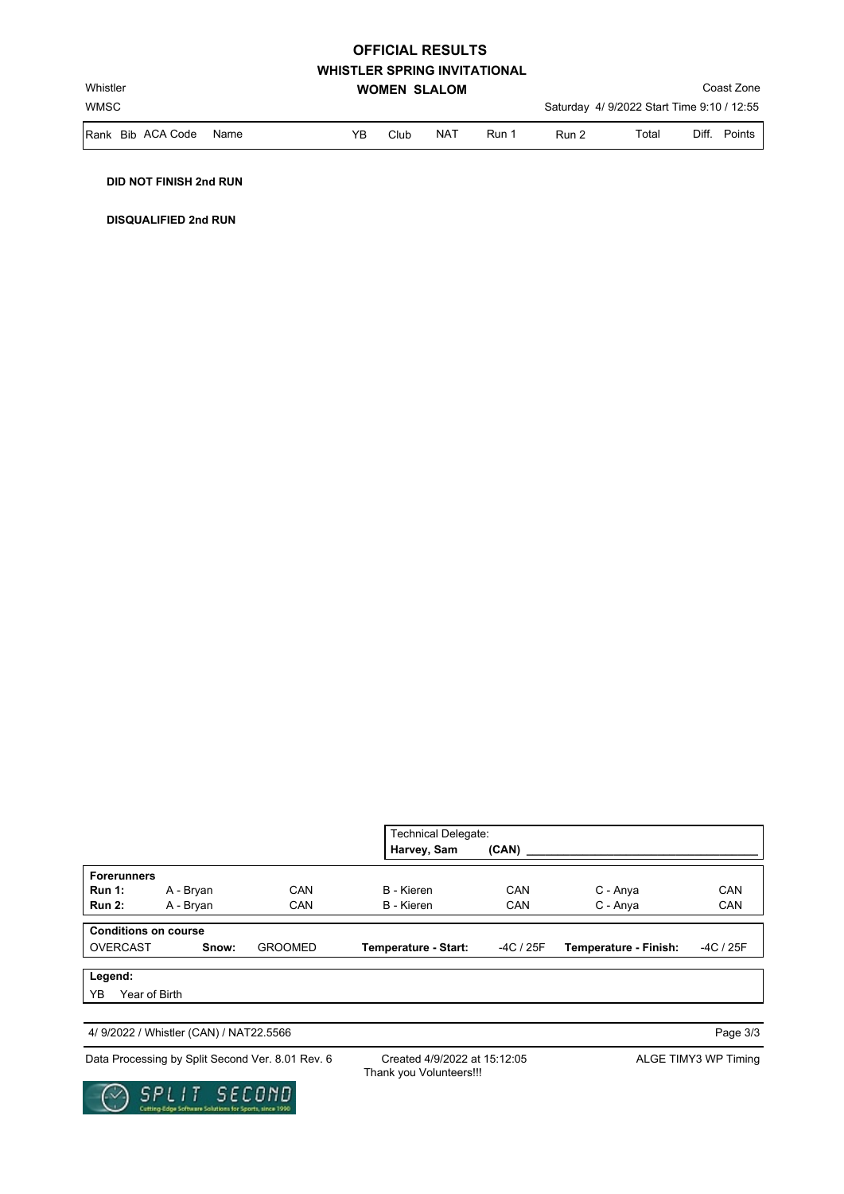# OFFICIAL RESULTS

## WHISTLER SPRING INVITATIONAL

### WOMEN SLALOM

Whistler | Coast Zone

WMSC | Saturday 4/ 9/2022 Start Time 9:10 / 12:55

| Rank | Bib | ACA Code | Name | YB | Club | NAT | Run 1 | Run 2 | Total | Diff. | Points |
|---|---|---|---|---|---|---|---|---|---|---|---|

**DID NOT FINISH 2nd RUN**

**DISQUALIFIED 2nd RUN**

Technical Delegate:
**Harvey, Sam (CAN)**

| **Forerunners** | | | | | | |
|---|---|---|---|---|---|---|
| **Run 1:** | A - Bryan | CAN | B - Kieren | CAN | C - Anya | CAN |
| **Run 2:** | A - Bryan | CAN | B - Kieren | CAN | C - Anya | CAN |

| **Conditions on course** | | | | | | |
|---|---|---|---|---|---|---|
| OVERCAST | **Snow:** | GROOMED | **Temperature - Start:** | -4C / 25F | **Temperature - Finish:** | -4C / 25F |

**Legend:**
YB Year of Birth

4/ 9/2022 / Whistler (CAN) / NAT22.5566

Data Processing by Split Second Ver. 8.01 Rev. 6 | Created 4/9/2022 at 15:12:05 | ALGE TIMY3 WP Timing

Thank you Volunteers!!!